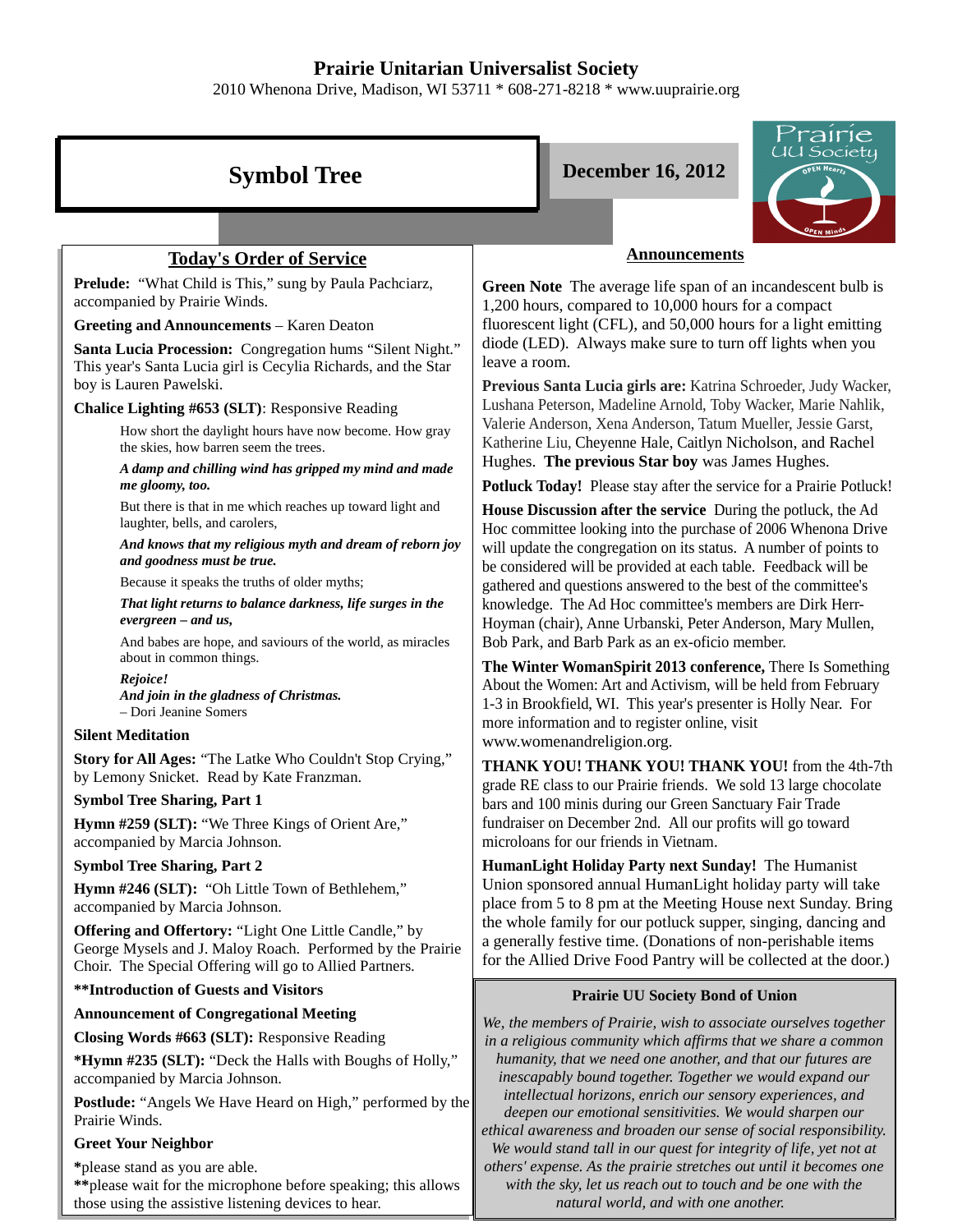# Prairie Unitarian Universalist Society

2010 Whenona Drive, Madison, WI 53711 * 608-271-8218 * www.uuprairie.org

## Symbol Tree

**December 16, 2012**

## Today's Order of Service

**Prelude:** "What Child is This," sung by Paula Pachciarz, accompanied by Prairie Winds.

**Greeting and Announcements** – Karen Deaton

**Santa Lucia Procession:** Congregation hums "Silent Night." This year's Santa Lucia girl is Cecylia Richards, and the Star boy is Lauren Pawelski.

**Chalice Lighting #653 (SLT)**: Responsive Reading

> How short the daylight hours have now become. How gray the skies, how barren seem the trees.
>
> ***A damp and chilling wind has gripped my mind and made me gloomy, too.***
>
> But there is that in me which reaches up toward light and laughter, bells, and carolers,
>
> ***And knows that my religious myth and dream of reborn joy and goodness must be true.***
>
> Because it speaks the truths of older myths;
>
> ***That light returns to balance darkness, life surges in the evergreen – and us,***
>
> And babes are hope, and saviours of the world, as miracles about in common things.
>
> ***Rejoice!***
> ***And join in the gladness of Christmas.***
> – Dori Jeanine Somers

**Silent Meditation**

**Story for All Ages:** "The Latke Who Couldn't Stop Crying," by Lemony Snicket. Read by Kate Franzman.

**Symbol Tree Sharing, Part 1**

**Hymn #259 (SLT):** "We Three Kings of Orient Are," accompanied by Marcia Johnson.

**Symbol Tree Sharing, Part 2**

**Hymn #246 (SLT):** "Oh Little Town of Bethlehem," accompanied by Marcia Johnson.

**Offering and Offertory:** "Light One Little Candle," by George Mysels and J. Maloy Roach. Performed by the Prairie Choir. The Special Offering will go to Allied Partners.

****Introduction of Guests and Visitors**

**Announcement of Congregational Meeting**

**Closing Words #663 (SLT):** Responsive Reading

***Hymn #235 (SLT):** "Deck the Halls with Boughs of Holly," accompanied by Marcia Johnson.

**Postlude:** "Angels We Have Heard on High," performed by the Prairie Winds.

**Greet Your Neighbor**

**\***please stand as you are able.
**\*\***please wait for the microphone before speaking; this allows those using the assistive listening devices to hear.

## Announcements

**Green Note** The average life span of an incandescent bulb is 1,200 hours, compared to 10,000 hours for a compact fluorescent light (CFL), and 50,000 hours for a light emitting diode (LED). Always make sure to turn off lights when you leave a room.

**Previous Santa Lucia girls are:** Katrina Schroeder, Judy Wacker, Lushana Peterson, Madeline Arnold, Toby Wacker, Marie Nahlik, Valerie Anderson, Xena Anderson, Tatum Mueller, Jessie Garst, Katherine Liu, Cheyenne Hale, Caitlyn Nicholson, and Rachel Hughes. **The previous Star boy** was James Hughes.

**Potluck Today!** Please stay after the service for a Prairie Potluck!

**House Discussion after the service** During the potluck, the Ad Hoc committee looking into the purchase of 2006 Whenona Drive will update the congregation on its status. A number of points to be considered will be provided at each table. Feedback will be gathered and questions answered to the best of the committee's knowledge. The Ad Hoc committee's members are Dirk Herr-Hoyman (chair), Anne Urbanski, Peter Anderson, Mary Mullen, Bob Park, and Barb Park as an ex-oficio member.

**The Winter WomanSpirit 2013 conference,** There Is Something About the Women: Art and Activism, will be held from February 1-3 in Brookfield, WI. This year's presenter is Holly Near. For more information and to register online, visit www.womenandreligion.org.

**THANK YOU! THANK YOU! THANK YOU!** from the 4th-7th grade RE class to our Prairie friends. We sold 13 large chocolate bars and 100 minis during our Green Sanctuary Fair Trade fundraiser on December 2nd. All our profits will go toward microloans for our friends in Vietnam.

**HumanLight Holiday Party next Sunday!** The Humanist Union sponsored annual HumanLight holiday party will take place from 5 to 8 pm at the Meeting House next Sunday. Bring the whole family for our potluck supper, singing, dancing and a generally festive time. (Donations of non-perishable items for the Allied Drive Food Pantry will be collected at the door.)

### Prairie UU Society Bond of Union

*We, the members of Prairie, wish to associate ourselves together in a religious community which affirms that we share a common humanity, that we need one another, and that our futures are inescapably bound together. Together we would expand our intellectual horizons, enrich our sensory experiences, and deepen our emotional sensitivities. We would sharpen our ethical awareness and broaden our sense of social responsibility. We would stand tall in our quest for integrity of life, yet not at others' expense. As the prairie stretches out until it becomes one with the sky, let us reach out to touch and be one with the natural world, and with one another.*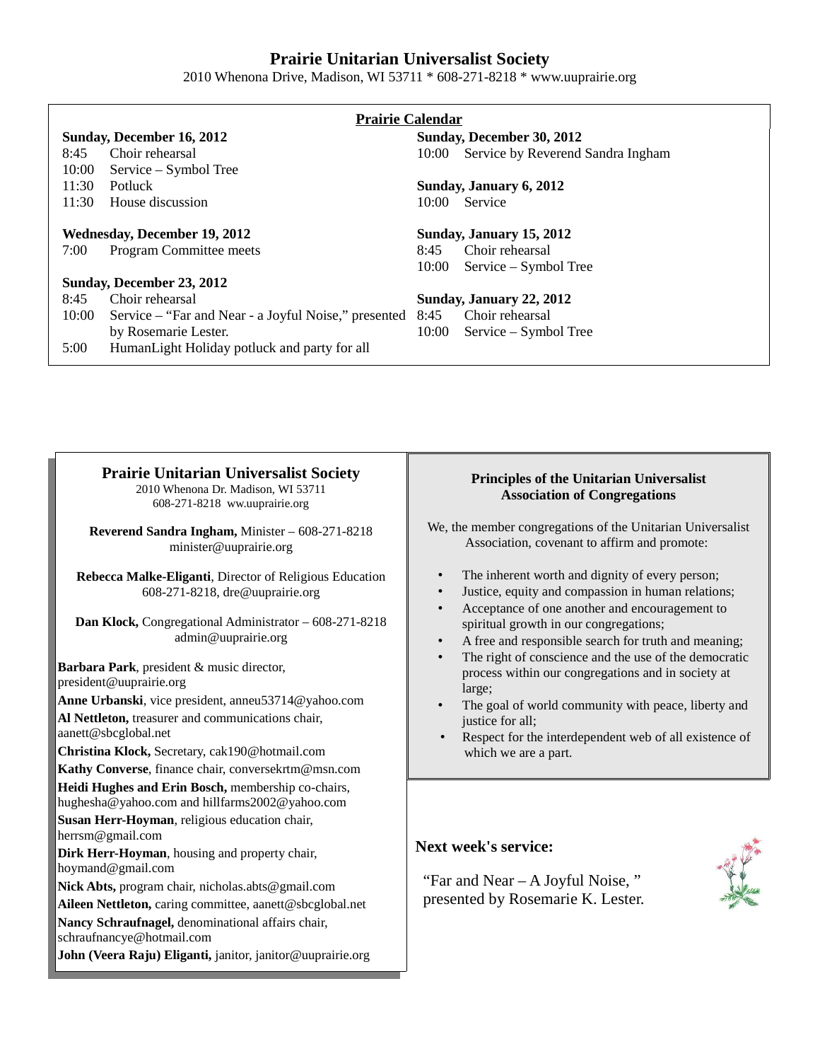# Prairie Unitarian Universalist Society

2010 Whenona Drive, Madison, WI 53711 * 608-271-8218 * www.uuprairie.org

## Prairie Calendar

**Sunday, December 16, 2012**
- 8:45 Choir rehearsal
- 10:00 Service – Symbol Tree
- 11:30 Potluck
- 11:30 House discussion

**Wednesday, December 19, 2012**
- 7:00 Program Committee meets

**Sunday, December 23, 2012**
- 8:45 Choir rehearsal
- 10:00 Service – "Far and Near - a Joyful Noise," presented by Rosemarie Lester.
- 5:00 HumanLight Holiday potluck and party for all

**Sunday, December 30, 2012**
- 10:00 Service by Reverend Sandra Ingham

**Sunday, January 6, 2012**
- 10:00 Service

**Sunday, January 15, 2012**
- 8:45 Choir rehearsal
- 10:00 Service – Symbol Tree

**Sunday, January 22, 2012**
- 8:45 Choir rehearsal
- 10:00 Service – Symbol Tree

---

**Prairie Unitarian Universalist Society**
2010 Whenona Dr. Madison, WI 53711
608-271-8218 ww.uuprairie.org

**Reverend Sandra Ingham,** Minister – 608-271-8218
minister@uuprairie.org

**Rebecca Malke-Eliganti**, Director of Religious Education
608-271-8218, dre@uuprairie.org

**Dan Klock,** Congregational Administrator – 608-271-8218
admin@uuprairie.org

**Barbara Park**, president & music director, president@uuprairie.org
**Anne Urbanski**, vice president, anneu53714@yahoo.com
**Al Nettleton,** treasurer and communications chair, aanett@sbcglobal.net
**Christina Klock,** Secretary, cak190@hotmail.com
**Kathy Converse**, finance chair, conversekrtm@msn.com
**Heidi Hughes and Erin Bosch,** membership co-chairs, hughesha@yahoo.com and hillfarms2002@yahoo.com
**Susan Herr-Hoyman**, religious education chair, herrsm@gmail.com
**Dirk Herr-Hoyman**, housing and property chair, hoymand@gmail.com
**Nick Abts,** program chair, nicholas.abts@gmail.com
**Aileen Nettleton,** caring committee, aanett@sbcglobal.net
**Nancy Schraufnagel,** denominational affairs chair, schraufnancye@hotmail.com
**John (Veera Raju) Eliganti,** janitor, janitor@uuprairie.org

---

**Principles of the Unitarian Universalist Association of Congregations**

We, the member congregations of the Unitarian Universalist Association, covenant to affirm and promote:

- The inherent worth and dignity of every person;
- Justice, equity and compassion in human relations;
- Acceptance of one another and encouragement to spiritual growth in our congregations;
- A free and responsible search for truth and meaning;
- The right of conscience and the use of the democratic process within our congregations and in society at large;
- The goal of world community with peace, liberty and justice for all;
- Respect for the interdependent web of all existence of which we are a part.

**Next week's service:**

"Far and Near – A Joyful Noise, " presented by Rosemarie K. Lester.